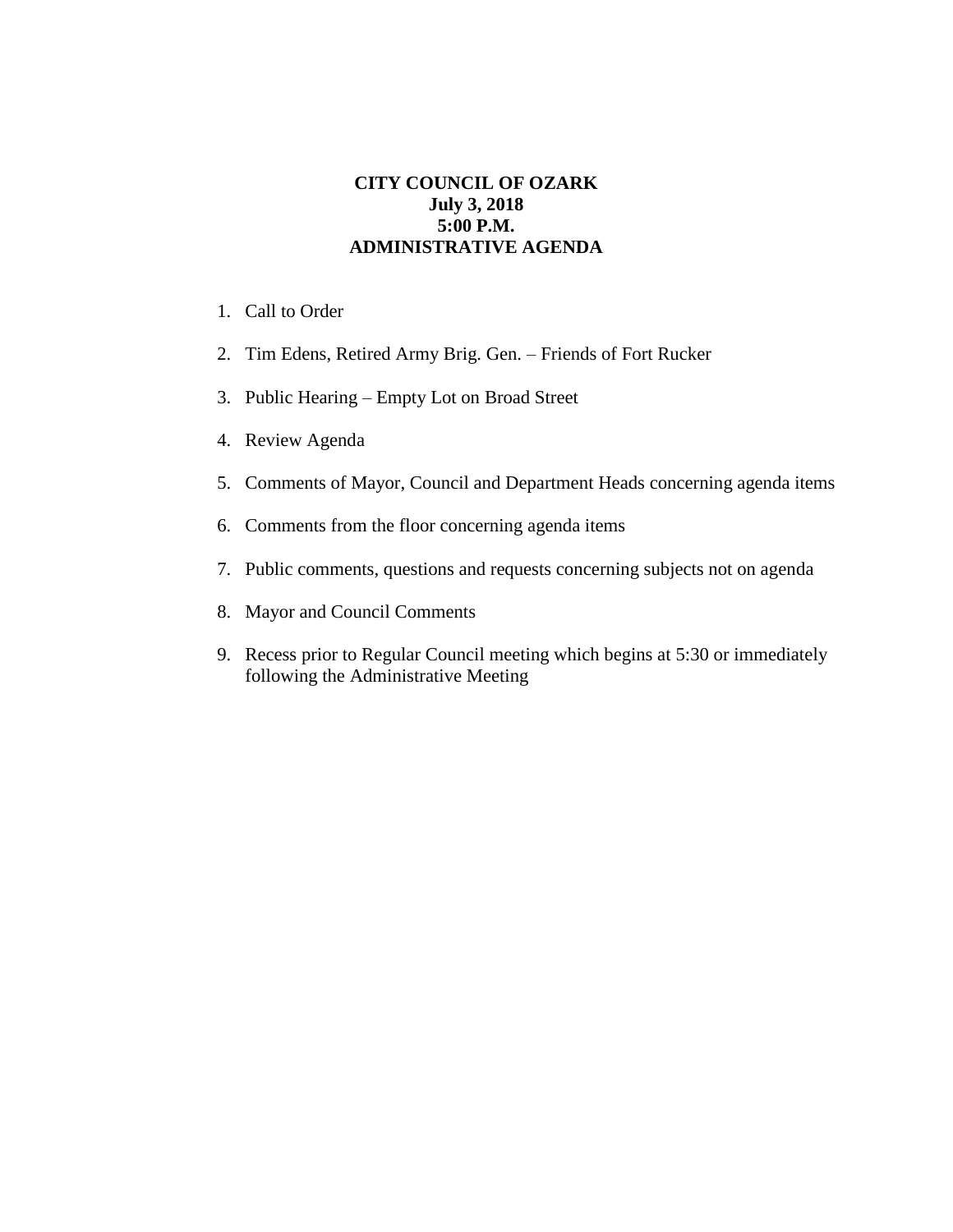**CITY COUNCIL OF OZARK**
**July 3, 2018**
**5:00 P.M.**
**ADMINISTRATIVE AGENDA**

1. Call to Order

2. Tim Edens, Retired Army Brig. Gen. – Friends of Fort Rucker

3. Public Hearing – Empty Lot on Broad Street

4. Review Agenda

5. Comments of Mayor, Council and Department Heads concerning agenda items

6. Comments from the floor concerning agenda items

7. Public comments, questions and requests concerning subjects not on agenda

8. Mayor and Council Comments

9. Recess prior to Regular Council meeting which begins at 5:30 or immediately following the Administrative Meeting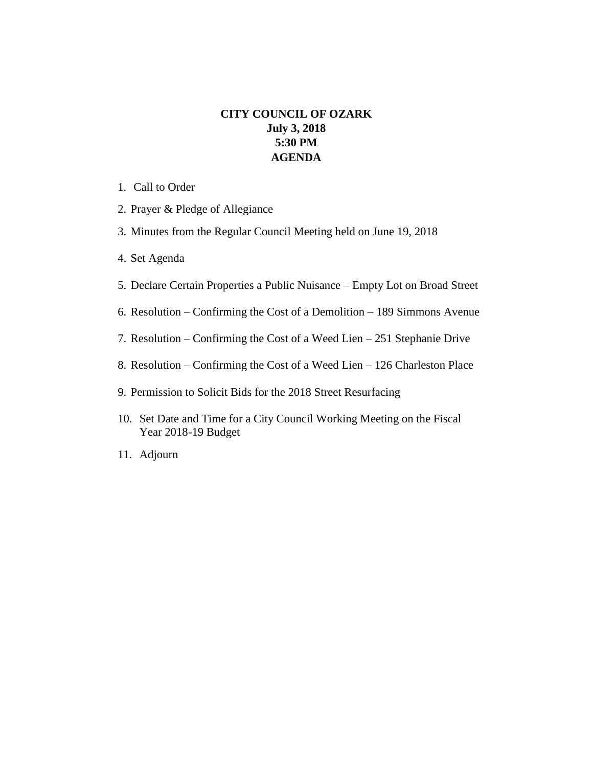# CITY COUNCIL OF OZARK
**July 3, 2018**
**5:30 PM**
**AGENDA**

1. Call to Order
2. Prayer & Pledge of Allegiance
3. Minutes from the Regular Council Meeting held on June 19, 2018
4. Set Agenda
5. Declare Certain Properties a Public Nuisance – Empty Lot on Broad Street
6. Resolution – Confirming the Cost of a Demolition – 189 Simmons Avenue
7. Resolution – Confirming the Cost of a Weed Lien – 251 Stephanie Drive
8. Resolution – Confirming the Cost of a Weed Lien – 126 Charleston Place
9. Permission to Solicit Bids for the 2018 Street Resurfacing
10. Set Date and Time for a City Council Working Meeting on the Fiscal Year 2018-19 Budget
11. Adjourn